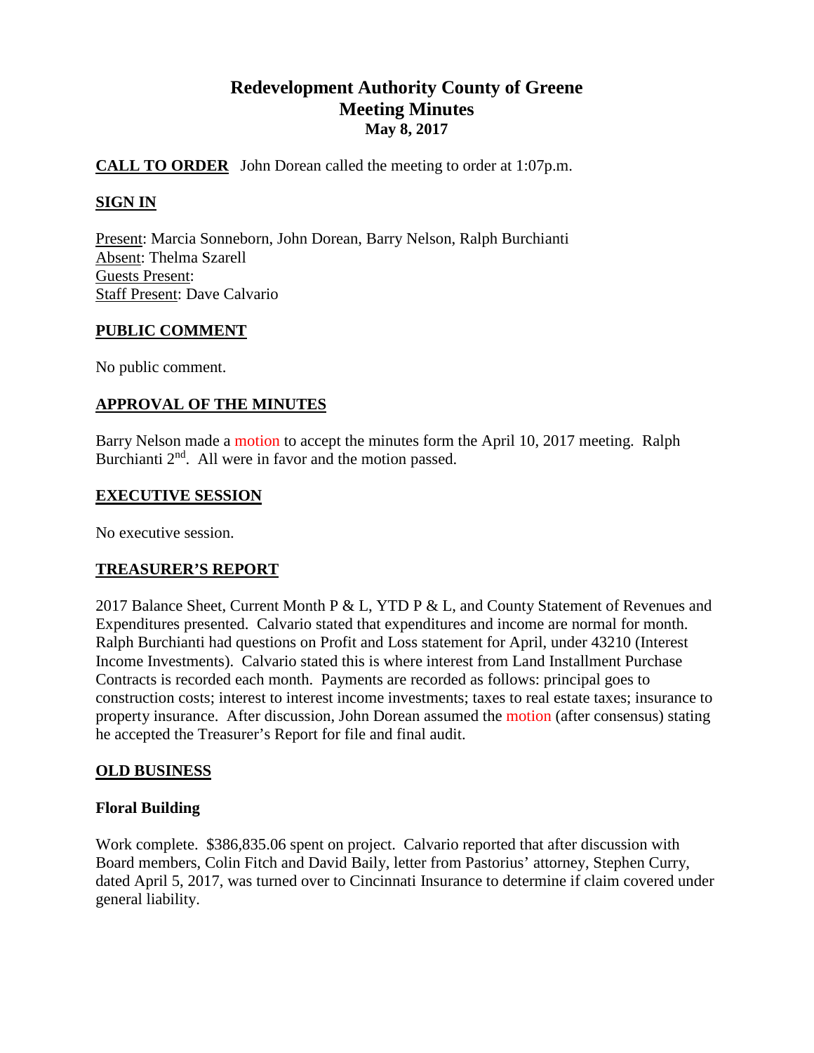# Redevelopment Authority County of Greene
## Meeting Minutes
### May 8, 2017

**CALL TO ORDER** John Dorean called the meeting to order at 1:07p.m.

**SIGN IN**

Present: Marcia Sonneborn, John Dorean, Barry Nelson, Ralph Burchianti
Absent: Thelma Szarell
Guests Present:
Staff Present: Dave Calvario

**PUBLIC COMMENT**

No public comment.

**APPROVAL OF THE MINUTES**

Barry Nelson made a motion to accept the minutes form the April 10, 2017 meeting. Ralph Burchianti 2nd. All were in favor and the motion passed.

**EXECUTIVE SESSION**

No executive session.

**TREASURER'S REPORT**

2017 Balance Sheet, Current Month P & L, YTD P & L, and County Statement of Revenues and Expenditures presented. Calvario stated that expenditures and income are normal for month. Ralph Burchianti had questions on Profit and Loss statement for April, under 43210 (Interest Income Investments). Calvario stated this is where interest from Land Installment Purchase Contracts is recorded each month. Payments are recorded as follows: principal goes to construction costs; interest to interest income investments; taxes to real estate taxes; insurance to property insurance. After discussion, John Dorean assumed the motion (after consensus) stating he accepted the Treasurer's Report for file and final audit.

**OLD BUSINESS**

**Floral Building**

Work complete. $386,835.06 spent on project. Calvario reported that after discussion with Board members, Colin Fitch and David Baily, letter from Pastorius' attorney, Stephen Curry, dated April 5, 2017, was turned over to Cincinnati Insurance to determine if claim covered under general liability.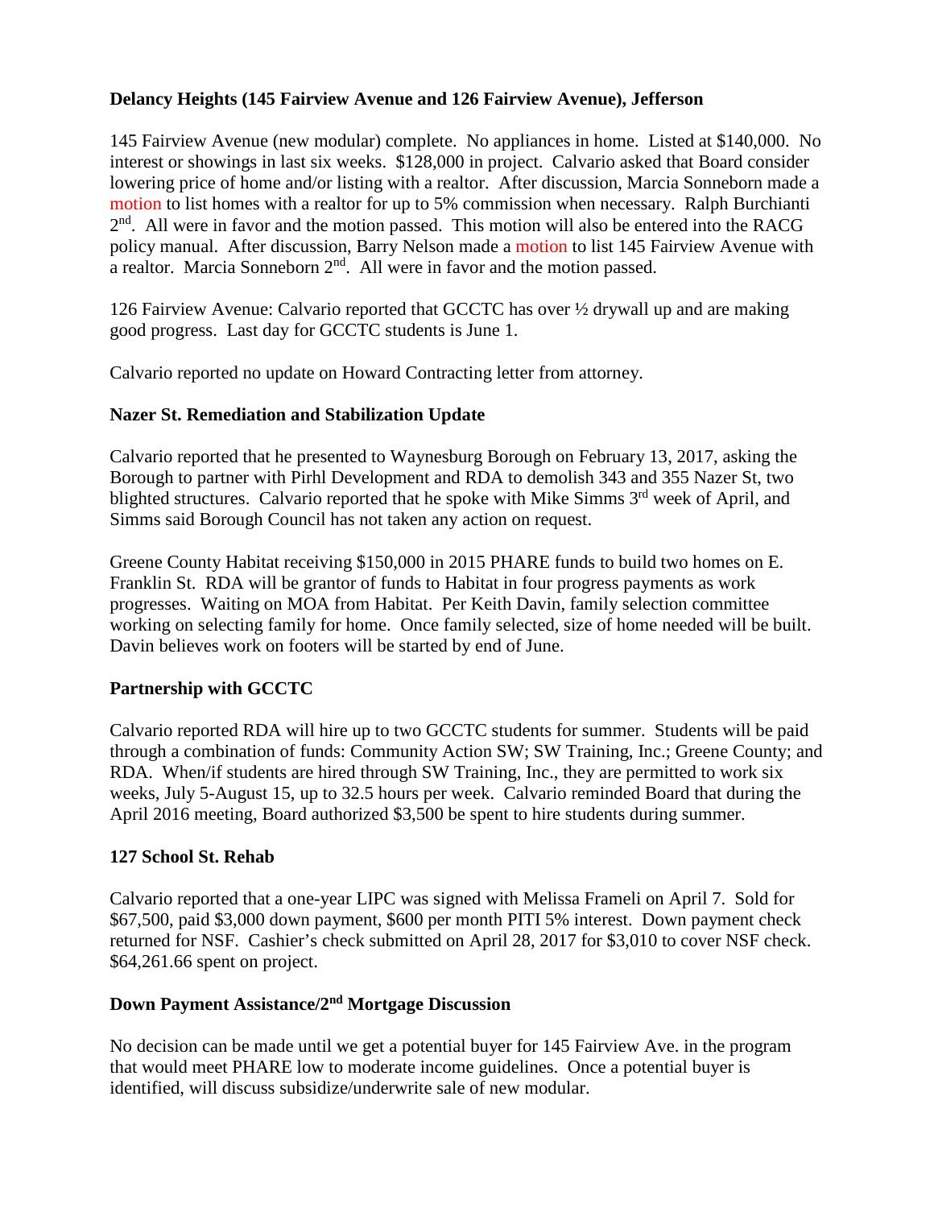**Delancy Heights (145 Fairview Avenue and 126 Fairview Avenue), Jefferson**

145 Fairview Avenue (new modular) complete. No appliances in home. Listed at $140,000. No interest or showings in last six weeks. $128,000 in project. Calvario asked that Board consider lowering price of home and/or listing with a realtor. After discussion, Marcia Sonneborn made a motion to list homes with a realtor for up to 5% commission when necessary. Ralph Burchianti 2nd. All were in favor and the motion passed. This motion will also be entered into the RACG policy manual. After discussion, Barry Nelson made a motion to list 145 Fairview Avenue with a realtor. Marcia Sonneborn 2nd. All were in favor and the motion passed.

126 Fairview Avenue: Calvario reported that GCCTC has over ½ drywall up and are making good progress. Last day for GCCTC students is June 1.

Calvario reported no update on Howard Contracting letter from attorney.

**Nazer St. Remediation and Stabilization Update**

Calvario reported that he presented to Waynesburg Borough on February 13, 2017, asking the Borough to partner with Pirhl Development and RDA to demolish 343 and 355 Nazer St, two blighted structures. Calvario reported that he spoke with Mike Simms 3rd week of April, and Simms said Borough Council has not taken any action on request.

Greene County Habitat receiving $150,000 in 2015 PHARE funds to build two homes on E. Franklin St. RDA will be grantor of funds to Habitat in four progress payments as work progresses. Waiting on MOA from Habitat. Per Keith Davin, family selection committee working on selecting family for home. Once family selected, size of home needed will be built. Davin believes work on footers will be started by end of June.

**Partnership with GCCTC**

Calvario reported RDA will hire up to two GCCTC students for summer. Students will be paid through a combination of funds: Community Action SW; SW Training, Inc.; Greene County; and RDA. When/if students are hired through SW Training, Inc., they are permitted to work six weeks, July 5-August 15, up to 32.5 hours per week. Calvario reminded Board that during the April 2016 meeting, Board authorized $3,500 be spent to hire students during summer.

**127 School St. Rehab**

Calvario reported that a one-year LIPC was signed with Melissa Frameli on April 7. Sold for $67,500, paid $3,000 down payment, $600 per month PITI 5% interest. Down payment check returned for NSF. Cashier's check submitted on April 28, 2017 for $3,010 to cover NSF check. $64,261.66 spent on project.

**Down Payment Assistance/2nd Mortgage Discussion**

No decision can be made until we get a potential buyer for 145 Fairview Ave. in the program that would meet PHARE low to moderate income guidelines. Once a potential buyer is identified, will discuss subsidize/underwrite sale of new modular.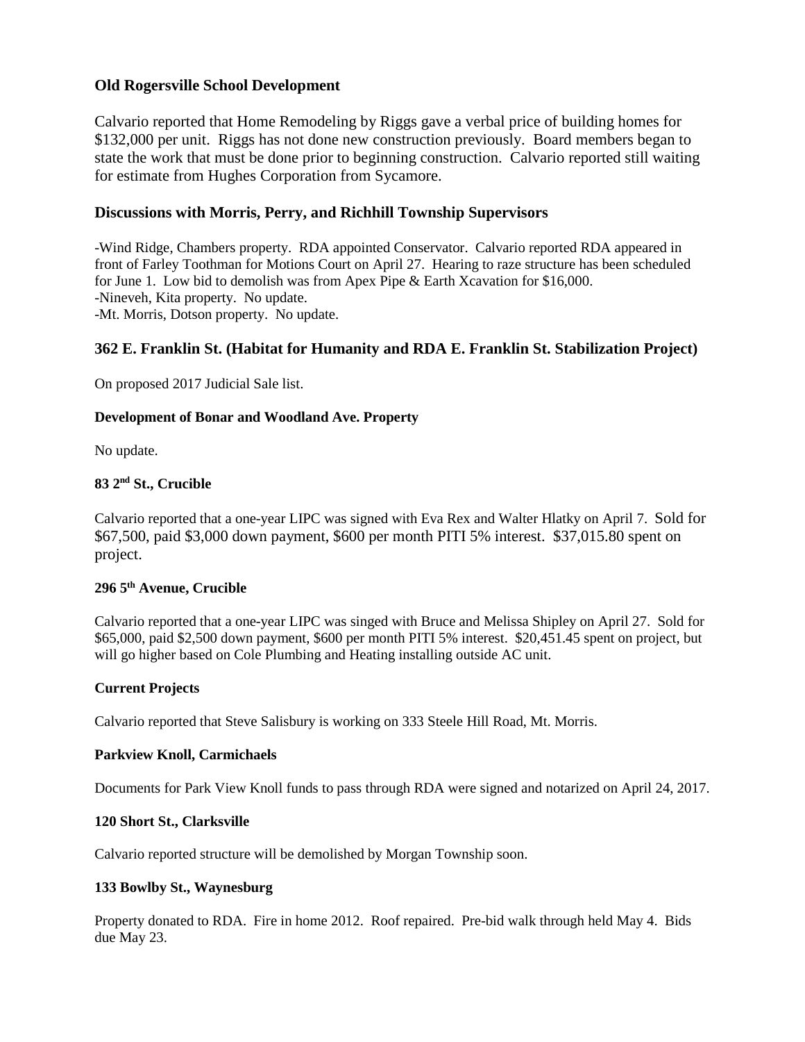### Old Rogersville School Development

Calvario reported that Home Remodeling by Riggs gave a verbal price of building homes for $132,000 per unit. Riggs has not done new construction previously. Board members began to state the work that must be done prior to beginning construction. Calvario reported still waiting for estimate from Hughes Corporation from Sycamore.

### Discussions with Morris, Perry, and Richhill Township Supervisors

-Wind Ridge, Chambers property. RDA appointed Conservator. Calvario reported RDA appeared in front of Farley Toothman for Motions Court on April 27. Hearing to raze structure has been scheduled for June 1. Low bid to demolish was from Apex Pipe & Earth Xcavation for $16,000.
-Nineveh, Kita property. No update.
-Mt. Morris, Dotson property. No update.

### 362 E. Franklin St. (Habitat for Humanity and RDA E. Franklin St. Stabilization Project)

On proposed 2017 Judicial Sale list.

**Development of Bonar and Woodland Ave. Property**

No update.

**83 2nd St., Crucible**

Calvario reported that a one-year LIPC was signed with Eva Rex and Walter Hlatky on April 7. Sold for $67,500, paid $3,000 down payment, $600 per month PITI 5% interest. $37,015.80 spent on project.

**296 5th Avenue, Crucible**

Calvario reported that a one-year LIPC was singed with Bruce and Melissa Shipley on April 27. Sold for $65,000, paid $2,500 down payment, $600 per month PITI 5% interest. $20,451.45 spent on project, but will go higher based on Cole Plumbing and Heating installing outside AC unit.

**Current Projects**

Calvario reported that Steve Salisbury is working on 333 Steele Hill Road, Mt. Morris.

**Parkview Knoll, Carmichaels**

Documents for Park View Knoll funds to pass through RDA were signed and notarized on April 24, 2017.

**120 Short St., Clarksville**

Calvario reported structure will be demolished by Morgan Township soon.

**133 Bowlby St., Waynesburg**

Property donated to RDA. Fire in home 2012. Roof repaired. Pre-bid walk through held May 4. Bids due May 23.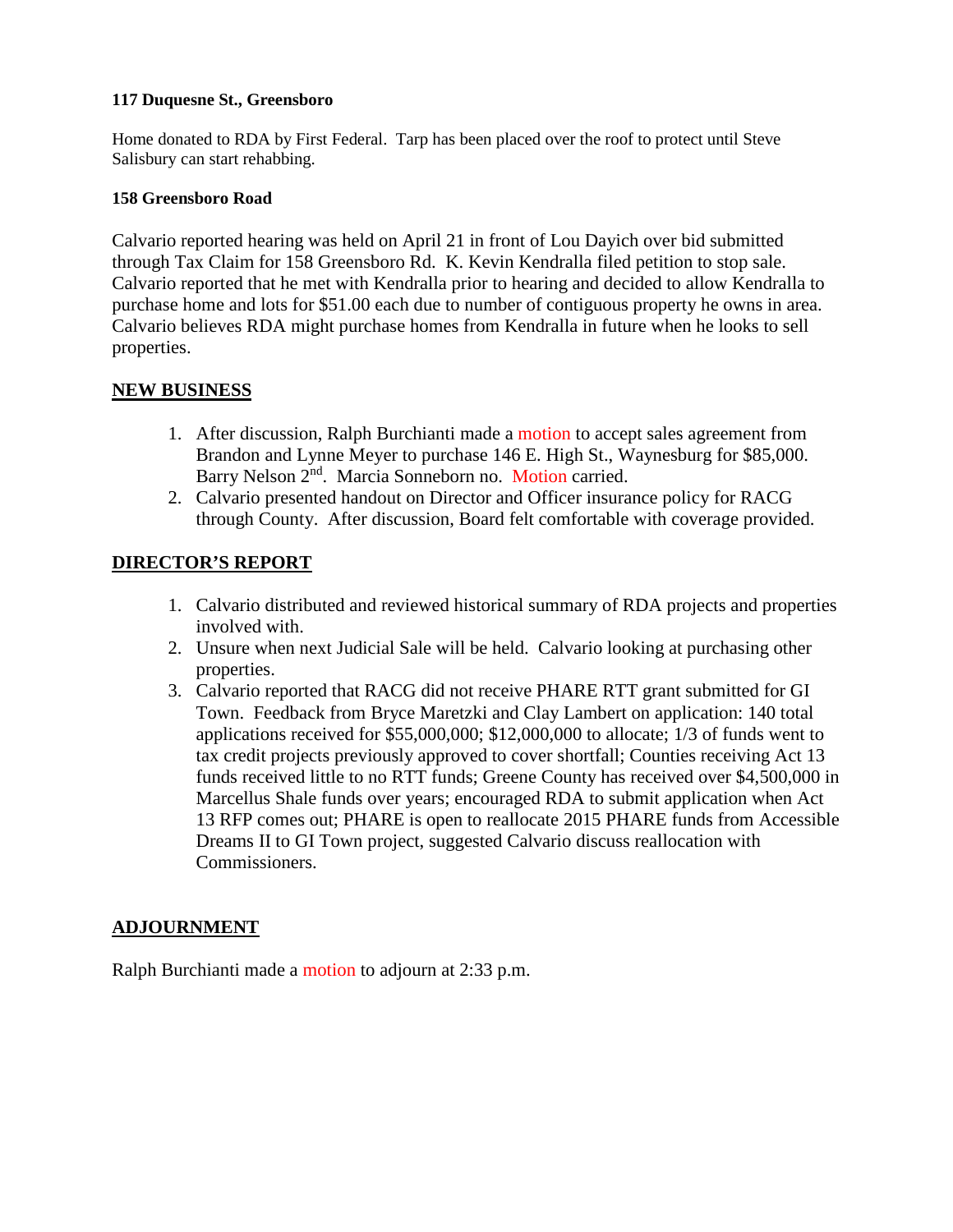**117 Duquesne St., Greensboro**

Home donated to RDA by First Federal. Tarp has been placed over the roof to protect until Steve Salisbury can start rehabbing.

**158 Greensboro Road**

Calvario reported hearing was held on April 21 in front of Lou Dayich over bid submitted through Tax Claim for 158 Greensboro Rd. K. Kevin Kendralla filed petition to stop sale. Calvario reported that he met with Kendralla prior to hearing and decided to allow Kendralla to purchase home and lots for $51.00 each due to number of contiguous property he owns in area. Calvario believes RDA might purchase homes from Kendralla in future when he looks to sell properties.

## NEW BUSINESS

1. After discussion, Ralph Burchianti made a motion to accept sales agreement from Brandon and Lynne Meyer to purchase 146 E. High St., Waynesburg for $85,000. Barry Nelson 2nd. Marcia Sonneborn no. Motion carried.
2. Calvario presented handout on Director and Officer insurance policy for RACG through County. After discussion, Board felt comfortable with coverage provided.

## DIRECTOR'S REPORT

1. Calvario distributed and reviewed historical summary of RDA projects and properties involved with.
2. Unsure when next Judicial Sale will be held. Calvario looking at purchasing other properties.
3. Calvario reported that RACG did not receive PHARE RTT grant submitted for GI Town. Feedback from Bryce Maretzki and Clay Lambert on application: 140 total applications received for $55,000,000; $12,000,000 to allocate; 1/3 of funds went to tax credit projects previously approved to cover shortfall; Counties receiving Act 13 funds received little to no RTT funds; Greene County has received over $4,500,000 in Marcellus Shale funds over years; encouraged RDA to submit application when Act 13 RFP comes out; PHARE is open to reallocate 2015 PHARE funds from Accessible Dreams II to GI Town project, suggested Calvario discuss reallocation with Commissioners.

## ADJOURNMENT

Ralph Burchianti made a motion to adjourn at 2:33 p.m.